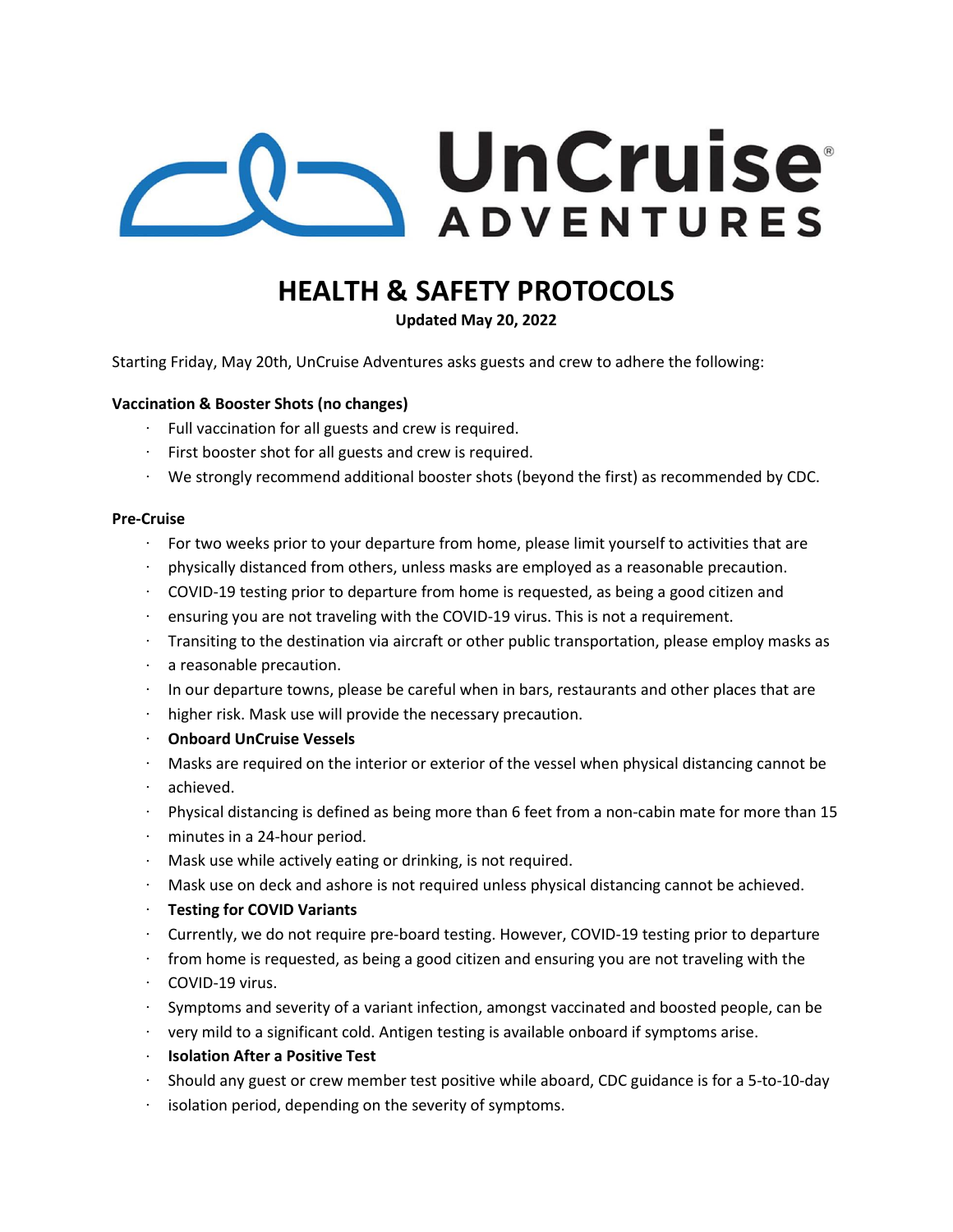UnCruise ADVENTURES

# HEALTH & SAFETY PROTOCOLS

**Updated May 20, 2022**

Starting Friday, May 20th, UnCruise Adventures asks guests and crew to adhere the following:

**Vaccination & Booster Shots (no changes)**

- Full vaccination for all guests and crew is required.
- First booster shot for all guests and crew is required.
- We strongly recommend additional booster shots (beyond the first) as recommended by CDC.

**Pre-Cruise**

- For two weeks prior to your departure from home, please limit yourself to activities that are
- physically distanced from others, unless masks are employed as a reasonable precaution.
- COVID-19 testing prior to departure from home is requested, as being a good citizen and
- ensuring you are not traveling with the COVID-19 virus. This is not a requirement.
- Transiting to the destination via aircraft or other public transportation, please employ masks as
- a reasonable precaution.
- In our departure towns, please be careful when in bars, restaurants and other places that are
- higher risk. Mask use will provide the necessary precaution.
- **Onboard UnCruise Vessels**
- Masks are required on the interior or exterior of the vessel when physical distancing cannot be
- achieved.
- Physical distancing is defined as being more than 6 feet from a non-cabin mate for more than 15
- minutes in a 24-hour period.
- Mask use while actively eating or drinking, is not required.
- Mask use on deck and ashore is not required unless physical distancing cannot be achieved.
- **Testing for COVID Variants**
- Currently, we do not require pre-board testing. However, COVID-19 testing prior to departure
- from home is requested, as being a good citizen and ensuring you are not traveling with the
- COVID-19 virus.
- Symptoms and severity of a variant infection, amongst vaccinated and boosted people, can be
- very mild to a significant cold. Antigen testing is available onboard if symptoms arise.
- **Isolation After a Positive Test**
- Should any guest or crew member test positive while aboard, CDC guidance is for a 5-to-10-day
- isolation period, depending on the severity of symptoms.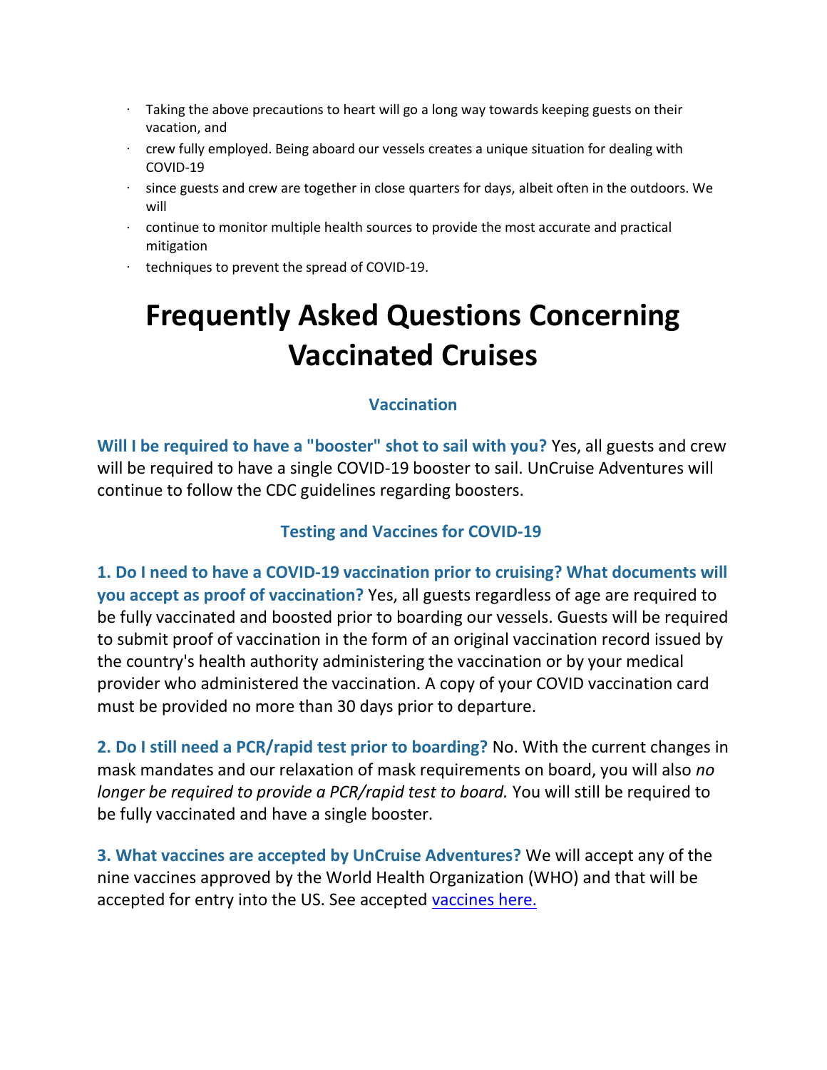- Taking the above precautions to heart will go a long way towards keeping guests on their vacation, and
- crew fully employed. Being aboard our vessels creates a unique situation for dealing with COVID-19
- since guests and crew are together in close quarters for days, albeit often in the outdoors. We will
- continue to monitor multiple health sources to provide the most accurate and practical mitigation
- techniques to prevent the spread of COVID-19.

# Frequently Asked Questions Concerning Vaccinated Cruises

### Vaccination

**Will I be required to have a "booster" shot to sail with you?** Yes, all guests and crew will be required to have a single COVID-19 booster to sail. UnCruise Adventures will continue to follow the CDC guidelines regarding boosters.

### Testing and Vaccines for COVID-19

**1. Do I need to have a COVID-19 vaccination prior to cruising? What documents will you accept as proof of vaccination?** Yes, all guests regardless of age are required to be fully vaccinated and boosted prior to boarding our vessels. Guests will be required to submit proof of vaccination in the form of an original vaccination record issued by the country's health authority administering the vaccination or by your medical provider who administered the vaccination. A copy of your COVID vaccination card must be provided no more than 30 days prior to departure.

**2. Do I still need a PCR/rapid test prior to boarding?** No. With the current changes in mask mandates and our relaxation of mask requirements on board, you will also *no longer be required to provide a PCR/rapid test to board.* You will still be required to be fully vaccinated and have a single booster.

**3. What vaccines are accepted by UnCruise Adventures?** We will accept any of the nine vaccines approved by the World Health Organization (WHO) and that will be accepted for entry into the US. See accepted vaccines here.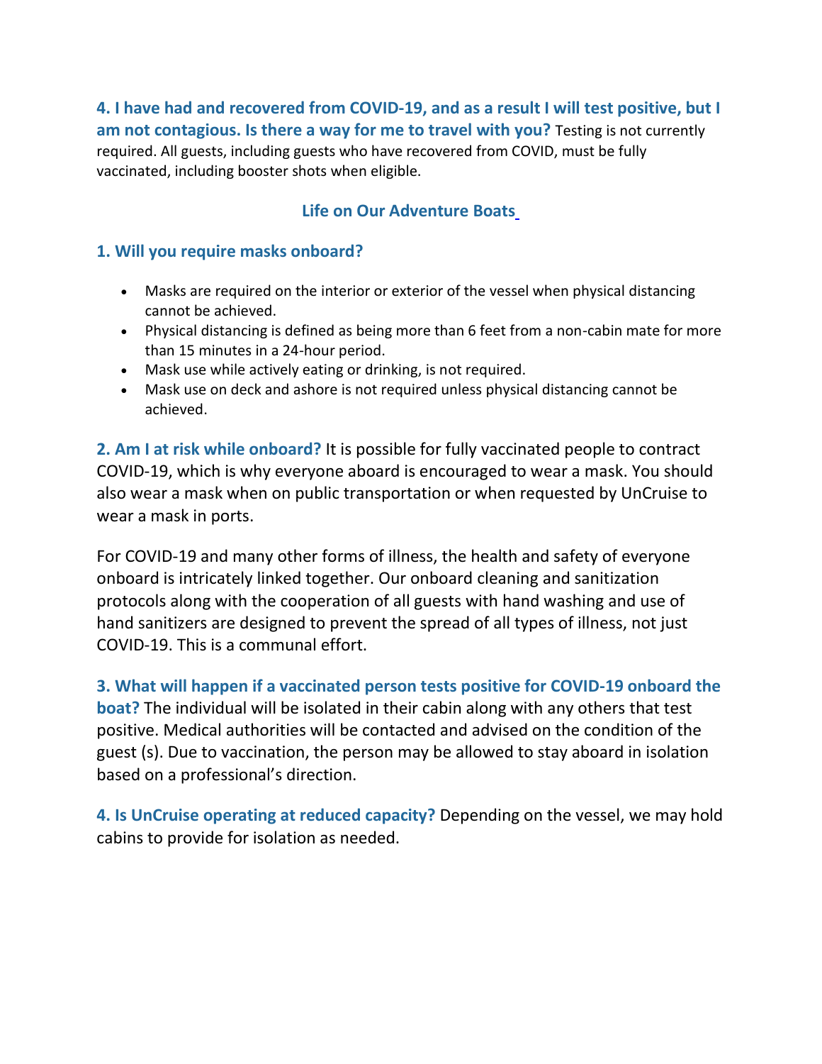**4. I have had and recovered from COVID-19, and as a result I will test positive, but I am not contagious. Is there a way for me to travel with you?** Testing is not currently required. All guests, including guests who have recovered from COVID, must be fully vaccinated, including booster shots when eligible.

## Life on Our Adventure Boats

**1. Will you require masks onboard?**

- Masks are required on the interior or exterior of the vessel when physical distancing cannot be achieved.
- Physical distancing is defined as being more than 6 feet from a non-cabin mate for more than 15 minutes in a 24-hour period.
- Mask use while actively eating or drinking, is not required.
- Mask use on deck and ashore is not required unless physical distancing cannot be achieved.

**2. Am I at risk while onboard?** It is possible for fully vaccinated people to contract COVID-19, which is why everyone aboard is encouraged to wear a mask. You should also wear a mask when on public transportation or when requested by UnCruise to wear a mask in ports.

For COVID-19 and many other forms of illness, the health and safety of everyone onboard is intricately linked together. Our onboard cleaning and sanitization protocols along with the cooperation of all guests with hand washing and use of hand sanitizers are designed to prevent the spread of all types of illness, not just COVID-19. This is a communal effort.

**3. What will happen if a vaccinated person tests positive for COVID-19 onboard the boat?** The individual will be isolated in their cabin along with any others that test positive. Medical authorities will be contacted and advised on the condition of the guest (s). Due to vaccination, the person may be allowed to stay aboard in isolation based on a professional's direction.

**4. Is UnCruise operating at reduced capacity?** Depending on the vessel, we may hold cabins to provide for isolation as needed.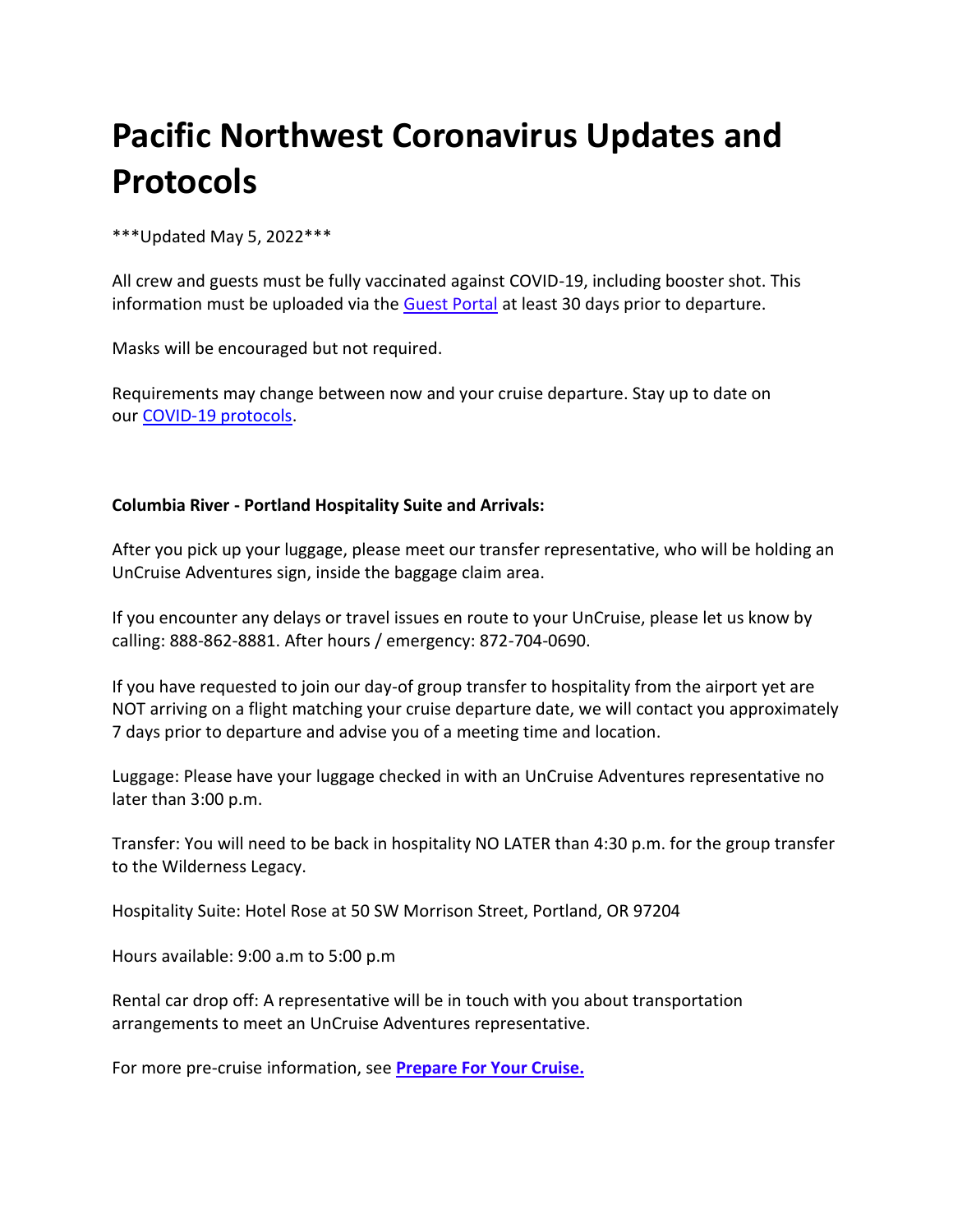# Pacific Northwest Coronavirus Updates and Protocols

***Updated May 5, 2022***

All crew and guests must be fully vaccinated against COVID-19, including booster shot. This information must be uploaded via the [Guest Portal]() at least 30 days prior to departure.

Masks will be encouraged but not required.

Requirements may change between now and your cruise departure. Stay up to date on our [COVID-19 protocols]().

**Columbia River - Portland Hospitality Suite and Arrivals:**

After you pick up your luggage, please meet our transfer representative, who will be holding an UnCruise Adventures sign, inside the baggage claim area.

If you encounter any delays or travel issues en route to your UnCruise, please let us know by calling: 888-862-8881. After hours / emergency: 872-704-0690.

If you have requested to join our day-of group transfer to hospitality from the airport yet are NOT arriving on a flight matching your cruise departure date, we will contact you approximately 7 days prior to departure and advise you of a meeting time and location.

Luggage: Please have your luggage checked in with an UnCruise Adventures representative no later than 3:00 p.m.

Transfer: You will need to be back in hospitality NO LATER than 4:30 p.m. for the group transfer to the Wilderness Legacy.

Hospitality Suite: Hotel Rose at 50 SW Morrison Street, Portland, OR 97204

Hours available: 9:00 a.m to 5:00 p.m

Rental car drop off: A representative will be in touch with you about transportation arrangements to meet an UnCruise Adventures representative.

For more pre-cruise information, see **[Prepare For Your Cruise.]()**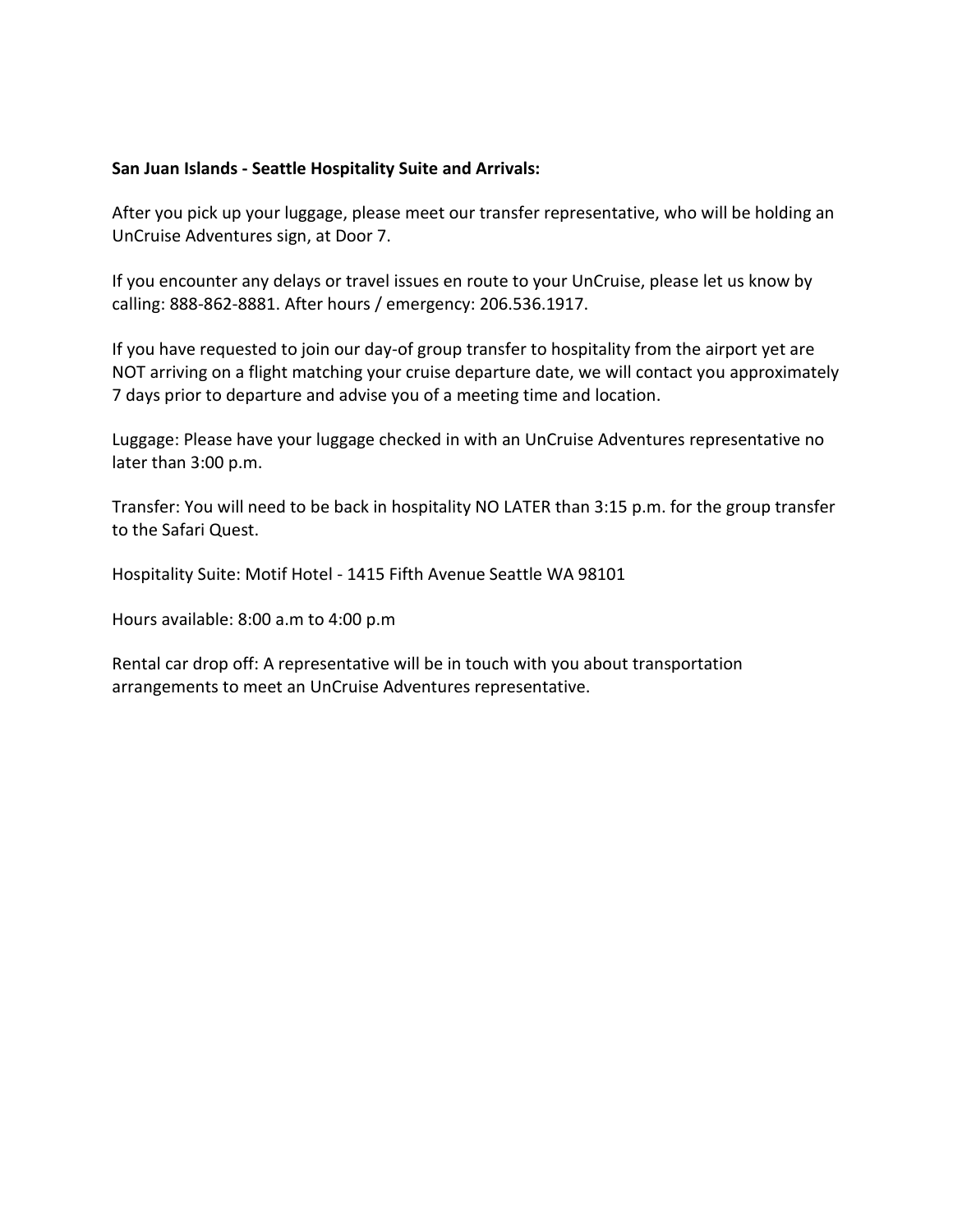**San Juan Islands - Seattle Hospitality Suite and Arrivals:**

After you pick up your luggage, please meet our transfer representative, who will be holding an UnCruise Adventures sign, at Door 7.

If you encounter any delays or travel issues en route to your UnCruise, please let us know by calling: 888-862-8881. After hours / emergency: 206.536.1917.

If you have requested to join our day-of group transfer to hospitality from the airport yet are NOT arriving on a flight matching your cruise departure date, we will contact you approximately 7 days prior to departure and advise you of a meeting time and location.

Luggage: Please have your luggage checked in with an UnCruise Adventures representative no later than 3:00 p.m.

Transfer: You will need to be back in hospitality NO LATER than 3:15 p.m. for the group transfer to the Safari Quest.

Hospitality Suite: Motif Hotel - 1415 Fifth Avenue Seattle WA 98101

Hours available: 8:00 a.m to 4:00 p.m

Rental car drop off: A representative will be in touch with you about transportation arrangements to meet an UnCruise Adventures representative.